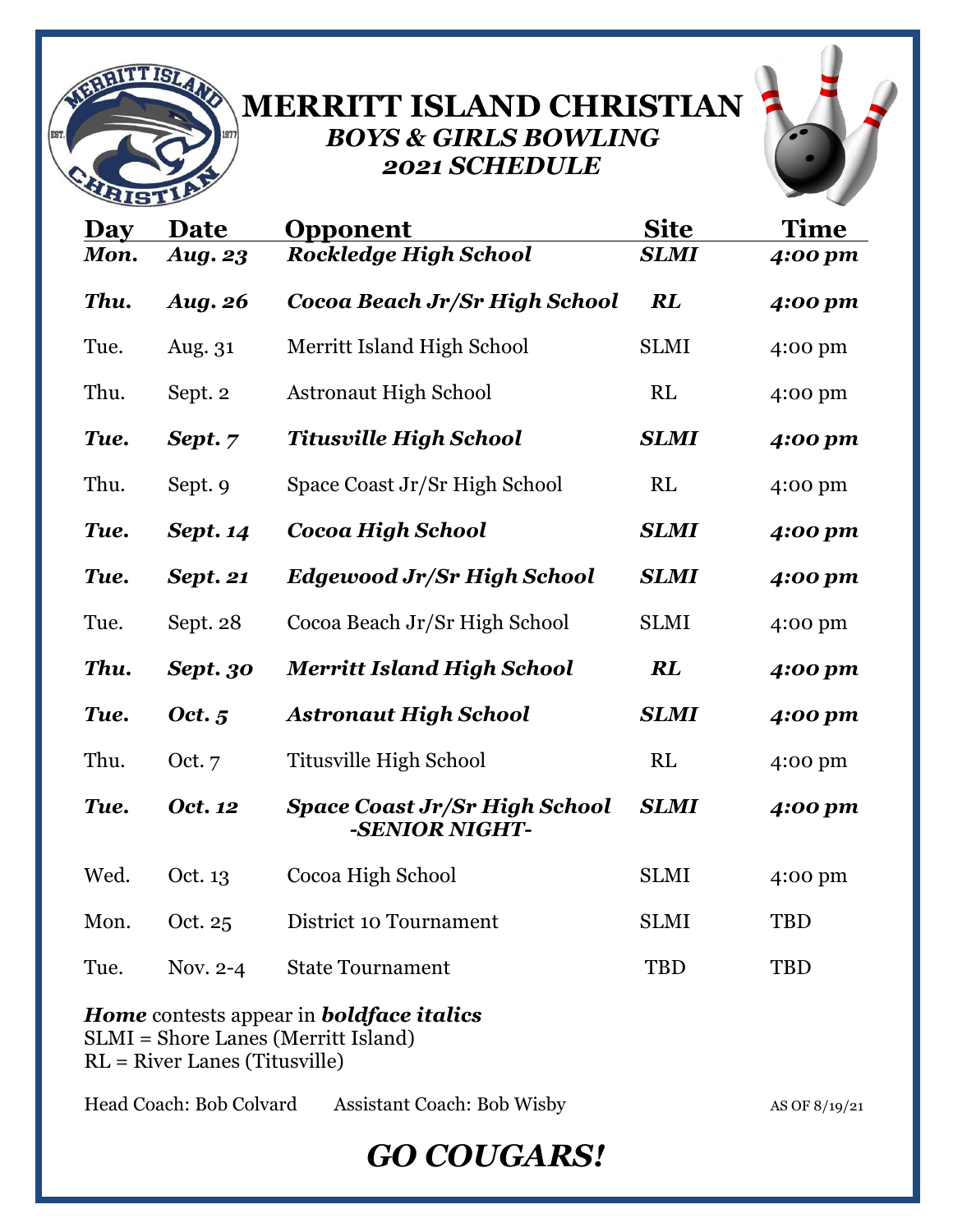# MERRITT ISLAND CHRISTIAN

## *BOYS & GIRLS BOWLING*
## *2021 SCHEDULE*

| Day | Date | Opponent | Site | Time |
|---|---|---|---|---|
| ***Mon.*** | ***Aug. 23*** | ***Rockledge High School*** | ***SLMI*** | ***4:00 pm*** |
| ***Thu.*** | ***Aug. 26*** | ***Cocoa Beach Jr/Sr High School*** | ***RL*** | ***4:00 pm*** |
| Tue. | Aug. 31 | Merritt Island High School | SLMI | 4:00 pm |
| Thu. | Sept. 2 | Astronaut High School | RL | 4:00 pm |
| ***Tue.*** | ***Sept. 7*** | ***Titusville High School*** | ***SLMI*** | ***4:00 pm*** |
| Thu. | Sept. 9 | Space Coast Jr/Sr High School | RL | 4:00 pm |
| ***Tue.*** | ***Sept. 14*** | ***Cocoa High School*** | ***SLMI*** | ***4:00 pm*** |
| ***Tue.*** | ***Sept. 21*** | ***Edgewood Jr/Sr High School*** | ***SLMI*** | ***4:00 pm*** |
| Tue. | Sept. 28 | Cocoa Beach Jr/Sr High School | SLMI | 4:00 pm |
| ***Thu.*** | ***Sept. 30*** | ***Merritt Island High School*** | ***RL*** | ***4:00 pm*** |
| ***Tue.*** | ***Oct. 5*** | ***Astronaut High School*** | ***SLMI*** | ***4:00 pm*** |
| Thu. | Oct. 7 | Titusville High School | RL | 4:00 pm |
| ***Tue.*** | ***Oct. 12*** | ***Space Coast Jr/Sr High School -SENIOR NIGHT-*** | ***SLMI*** | ***4:00 pm*** |
| Wed. | Oct. 13 | Cocoa High School | SLMI | 4:00 pm |
| Mon. | Oct. 25 | District 10 Tournament | SLMI | TBD |
| Tue. | Nov. 2-4 | State Tournament | TBD | TBD |

***Home*** contests appear in ***boldface italics***
SLMI = Shore Lanes (Merritt Island)
RL = River Lanes (Titusville)

Head Coach: Bob Colvard Assistant Coach: Bob Wisby AS OF 8/19/21

## *GO COUGARS!*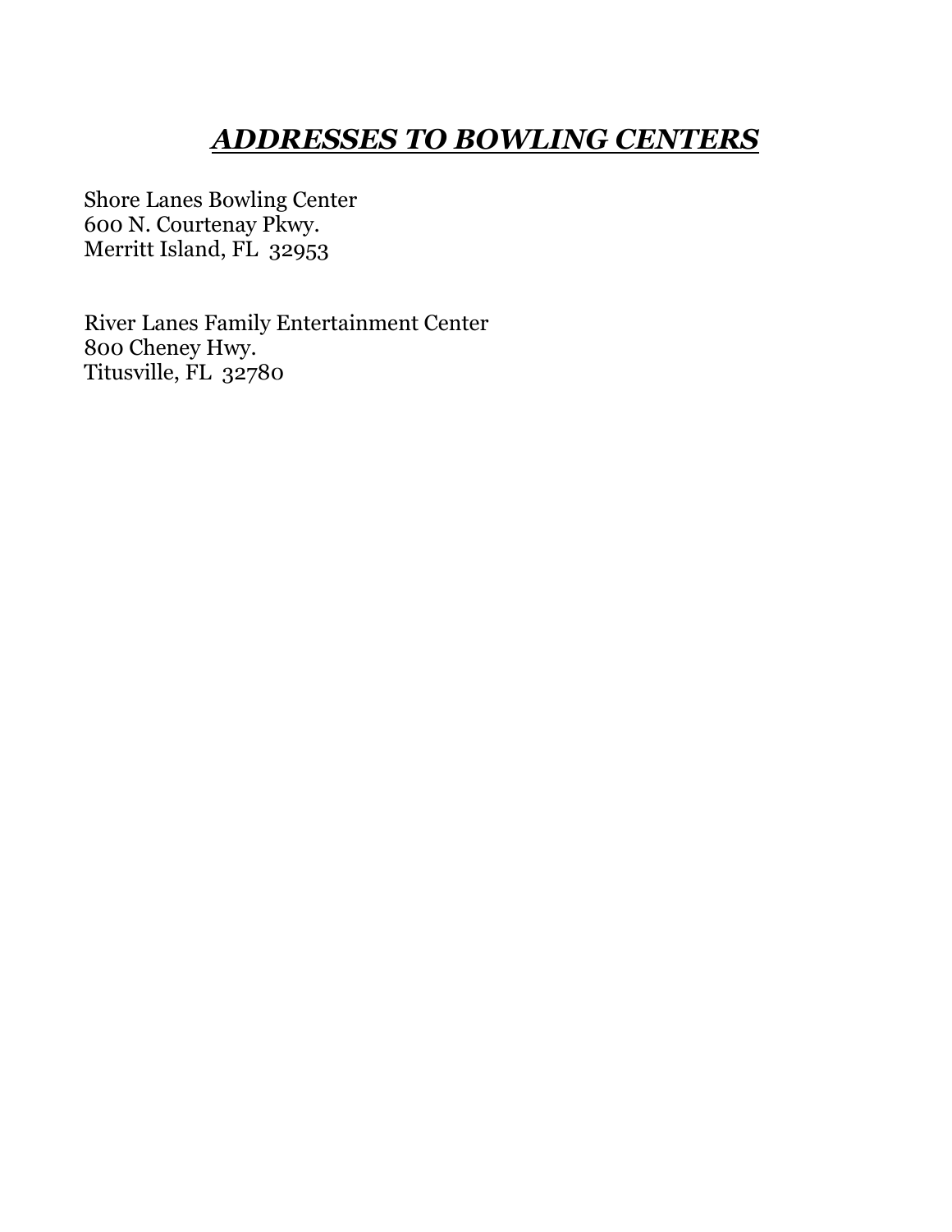# ***ADDRESSES TO BOWLING CENTERS***

Shore Lanes Bowling Center
600 N. Courtenay Pkwy.
Merritt Island, FL 32953

River Lanes Family Entertainment Center
800 Cheney Hwy.
Titusville, FL 32780